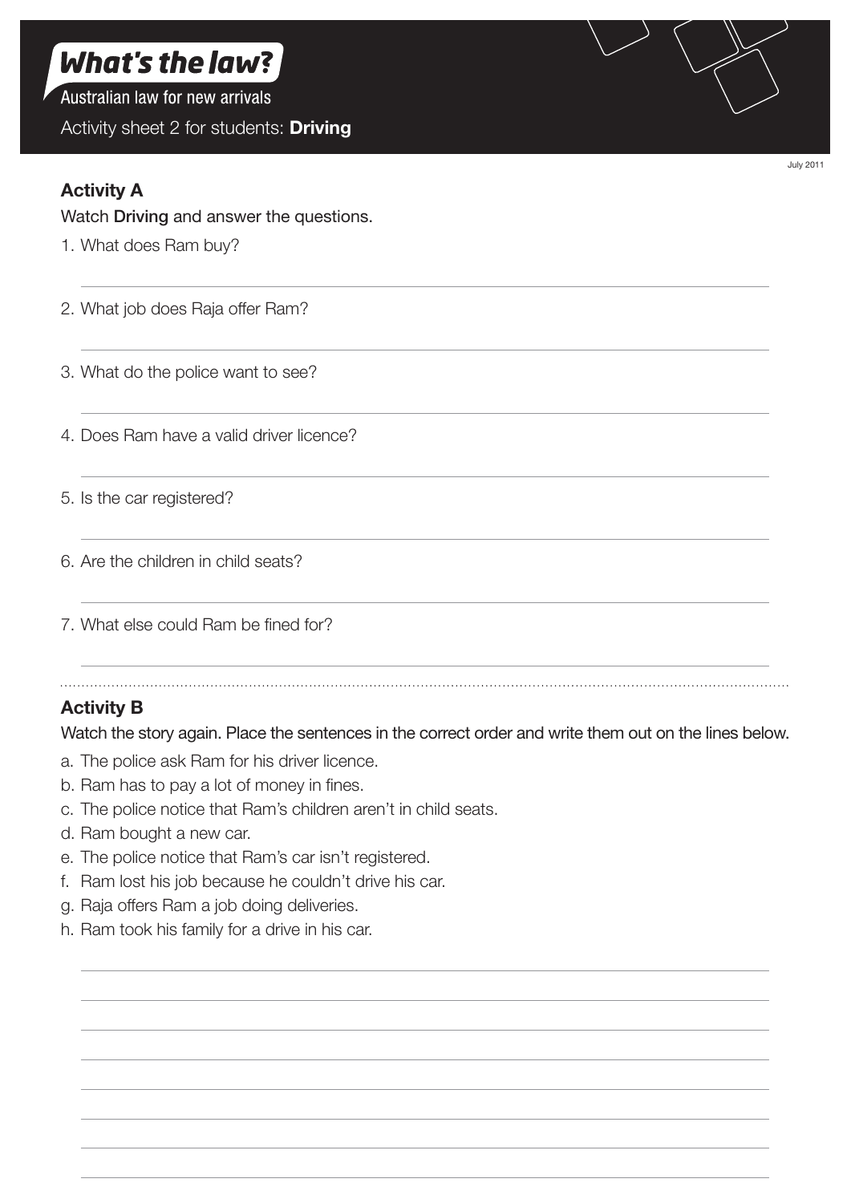# What's the law?

Australian law for new arrivals

Activity sheet 2 for students: **Driving**

July 2011

## Activity A

Watch **Driving** and answer the questions.

1. What does Ram buy?
2. What job does Raja offer Ram?
3. What do the police want to see?
4. Does Ram have a valid driver licence?
5. Is the car registered?
6. Are the children in child seats?
7. What else could Ram be fined for?

## Activity B

Watch the story again. Place the sentences in the correct order and write them out on the lines below.

a. The police ask Ram for his driver licence.
b. Ram has to pay a lot of money in fines.
c. The police notice that Ram's children aren't in child seats.
d. Ram bought a new car.
e. The police notice that Ram's car isn't registered.
f. Ram lost his job because he couldn't drive his car.
g. Raja offers Ram a job doing deliveries.
h. Ram took his family for a drive in his car.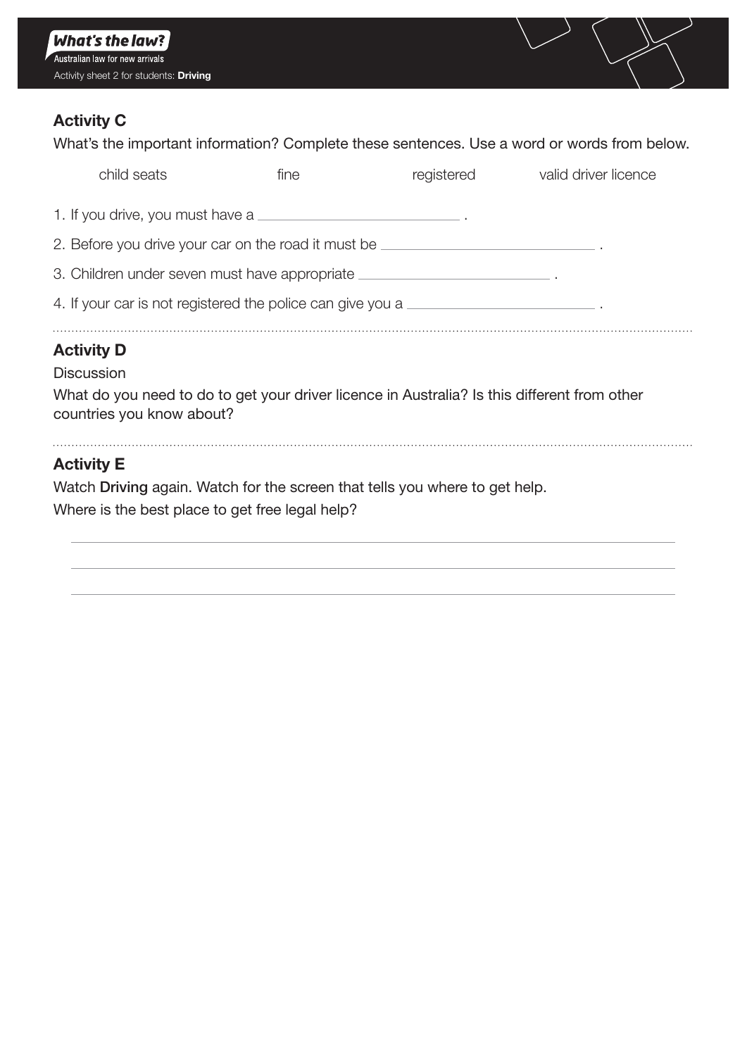## Activity C

What's the important information? Complete these sentences. Use a word or words from below.

child seats　　fine　　registered　　valid driver licence

1. If you drive, you must have a \_\_\_\_\_\_\_\_\_\_\_\_\_\_\_\_\_\_\_\_\_\_\_\_ .
2. Before you drive your car on the road it must be \_\_\_\_\_\_\_\_\_\_\_\_\_\_\_\_\_\_\_\_\_\_\_\_ .
3. Children under seven must have appropriate \_\_\_\_\_\_\_\_\_\_\_\_\_\_\_\_\_\_\_\_\_\_\_\_ .
4. If your car is not registered the police can give you a \_\_\_\_\_\_\_\_\_\_\_\_\_\_\_\_\_\_\_\_\_\_\_\_ .

## Activity D

Discussion

What do you need to do to get your driver licence in Australia? Is this different from other countries you know about?

## Activity E

Watch Driving again. Watch for the screen that tells you where to get help.

Where is the best place to get free legal help?

\_\_\_\_\_\_\_\_\_\_\_\_\_\_\_\_\_\_\_\_\_\_\_\_\_\_\_\_\_\_\_\_\_\_\_\_\_\_\_\_\_\_\_\_\_\_\_\_\_\_\_\_

\_\_\_\_\_\_\_\_\_\_\_\_\_\_\_\_\_\_\_\_\_\_\_\_\_\_\_\_\_\_\_\_\_\_\_\_\_\_\_\_\_\_\_\_\_\_\_\_\_\_\_\_

\_\_\_\_\_\_\_\_\_\_\_\_\_\_\_\_\_\_\_\_\_\_\_\_\_\_\_\_\_\_\_\_\_\_\_\_\_\_\_\_\_\_\_\_\_\_\_\_\_\_\_\_